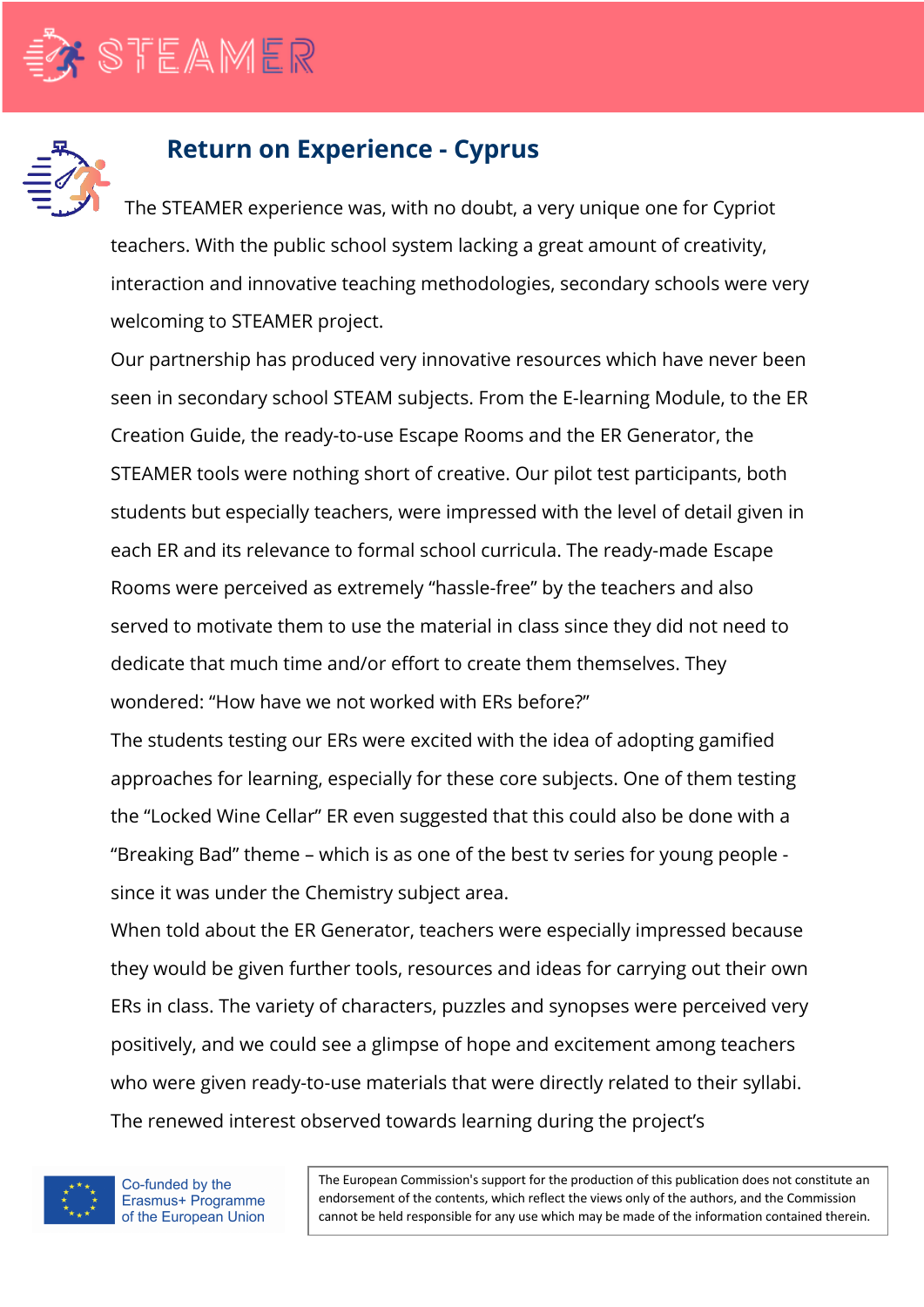## Return on Experience - Cyprus

The STEAMER experience was, with no doubt, a very unique one for Cypriot teachers. With the public school system lacking a great amount of creativity, interaction and innovative teaching methodologies, secondary schools were very welcoming to STEAMER project.

Our partnership has produced very innovative resources which have never been seen in secondary school STEAM subjects. From the E-learning Module, to the ER Creation Guide, the ready-to-use Escape Rooms and the ER Generator, the STEAMER tools were nothing short of creative. Our pilot test participants, both students but especially teachers, were impressed with the level of detail given in each ER and its relevance to formal school curricula. The ready-made Escape Rooms were perceived as extremely "hassle-free" by the teachers and also served to motivate them to use the material in class since they did not need to dedicate that much time and/or effort to create them themselves. They wondered: "How have we not worked with ERs before?"

The students testing our ERs were excited with the idea of adopting gamified approaches for learning, especially for these core subjects. One of them testing the "Locked Wine Cellar" ER even suggested that this could also be done with a "Breaking Bad" theme – which is as one of the best tv series for young people - since it was under the Chemistry subject area.

When told about the ER Generator, teachers were especially impressed because they would be given further tools, resources and ideas for carrying out their own ERs in class. The variety of characters, puzzles and synopses were perceived very positively, and we could see a glimpse of hope and excitement among teachers who were given ready-to-use materials that were directly related to their syllabi. The renewed interest observed towards learning during the project's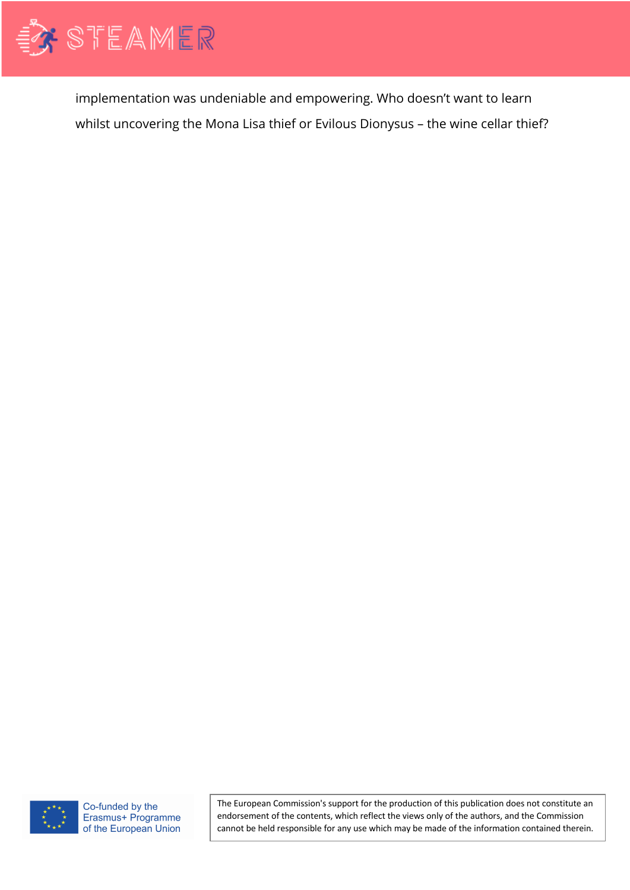implementation was undeniable and empowering. Who doesn't want to learn whilst uncovering the Mona Lisa thief or Evilous Dionysus – the wine cellar thief?